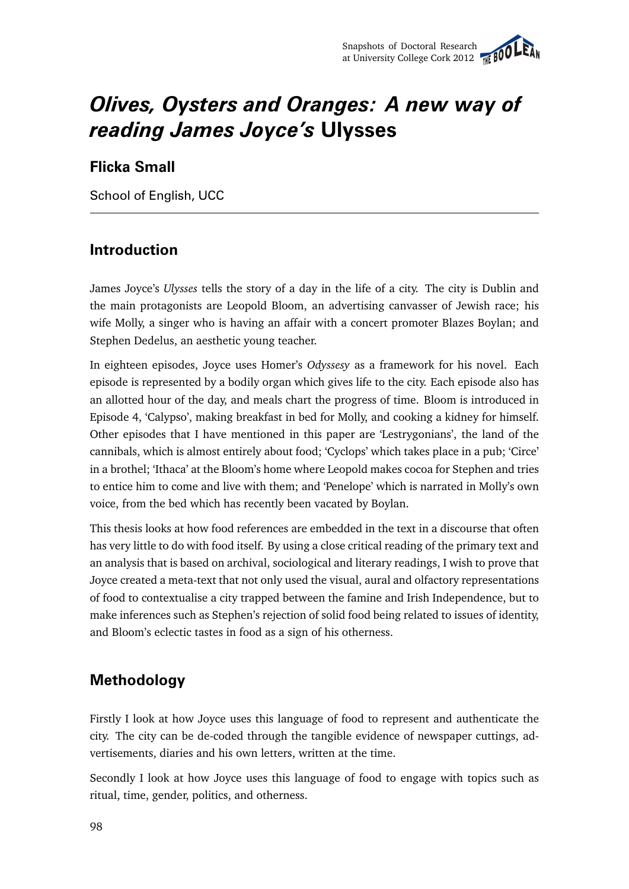# *Olives, Oysters and Oranges: A new way of reading James Joyce's* Ulysses

**Flicka Small**

School of English, UCC

## Introduction

James Joyce's *Ulysses* tells the story of a day in the life of a city. The city is Dublin and the main protagonists are Leopold Bloom, an advertising canvasser of Jewish race; his wife Molly, a singer who is having an affair with a concert promoter Blazes Boylan; and Stephen Dedelus, an aesthetic young teacher.

In eighteen episodes, Joyce uses Homer's *Odyssesy* as a framework for his novel. Each episode is represented by a bodily organ which gives life to the city. Each episode also has an allotted hour of the day, and meals chart the progress of time. Bloom is introduced in Episode 4, 'Calypso', making breakfast in bed for Molly, and cooking a kidney for himself. Other episodes that I have mentioned in this paper are 'Lestrygonians', the land of the cannibals, which is almost entirely about food; 'Cyclops' which takes place in a pub; 'Circe' in a brothel; 'Ithaca' at the Bloom's home where Leopold makes cocoa for Stephen and tries to entice him to come and live with them; and 'Penelope' which is narrated in Molly's own voice, from the bed which has recently been vacated by Boylan.

This thesis looks at how food references are embedded in the text in a discourse that often has very little to do with food itself. By using a close critical reading of the primary text and an analysis that is based on archival, sociological and literary readings, I wish to prove that Joyce created a meta-text that not only used the visual, aural and olfactory representations of food to contextualise a city trapped between the famine and Irish Independence, but to make inferences such as Stephen's rejection of solid food being related to issues of identity, and Bloom's eclectic tastes in food as a sign of his otherness.

## Methodology

Firstly I look at how Joyce uses this language of food to represent and authenticate the city. The city can be de-coded through the tangible evidence of newspaper cuttings, advertisements, diaries and his own letters, written at the time.

Secondly I look at how Joyce uses this language of food to engage with topics such as ritual, time, gender, politics, and otherness.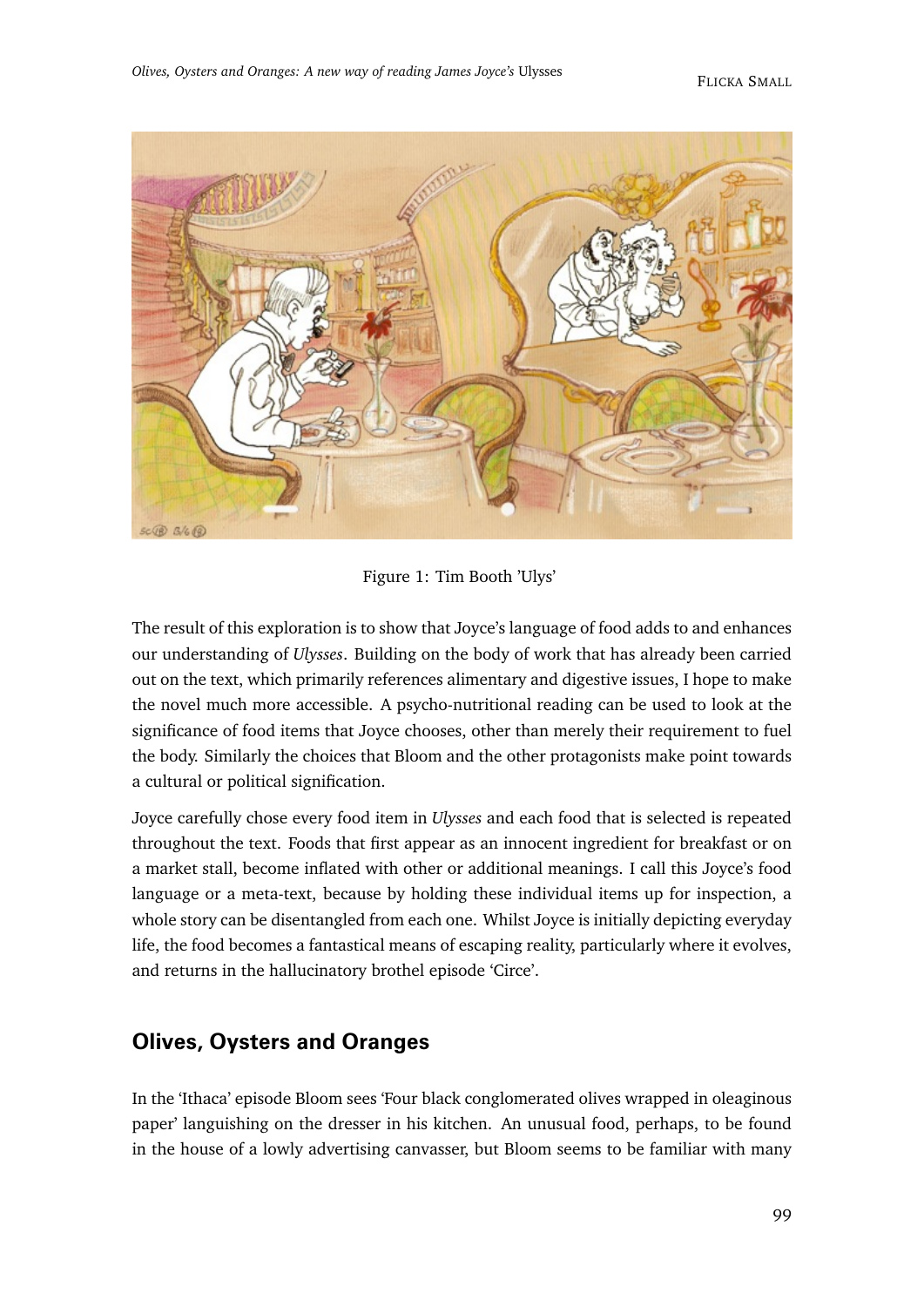Figure 1: Tim Booth 'Ulys'

The result of this exploration is to show that Joyce's language of food adds to and enhances our understanding of *Ulysses*. Building on the body of work that has already been carried out on the text, which primarily references alimentary and digestive issues, I hope to make the novel much more accessible. A psycho-nutritional reading can be used to look at the significance of food items that Joyce chooses, other than merely their requirement to fuel the body. Similarly the choices that Bloom and the other protagonists make point towards a cultural or political signification.

Joyce carefully chose every food item in *Ulysses* and each food that is selected is repeated throughout the text. Foods that first appear as an innocent ingredient for breakfast or on a market stall, become inflated with other or additional meanings. I call this Joyce's food language or a meta-text, because by holding these individual items up for inspection, a whole story can be disentangled from each one. Whilst Joyce is initially depicting everyday life, the food becomes a fantastical means of escaping reality, particularly where it evolves, and returns in the hallucinatory brothel episode 'Circe'.

## Olives, Oysters and Oranges

In the 'Ithaca' episode Bloom sees 'Four black conglomerated olives wrapped in oleaginous paper' languishing on the dresser in his kitchen. An unusual food, perhaps, to be found in the house of a lowly advertising canvasser, but Bloom seems to be familiar with many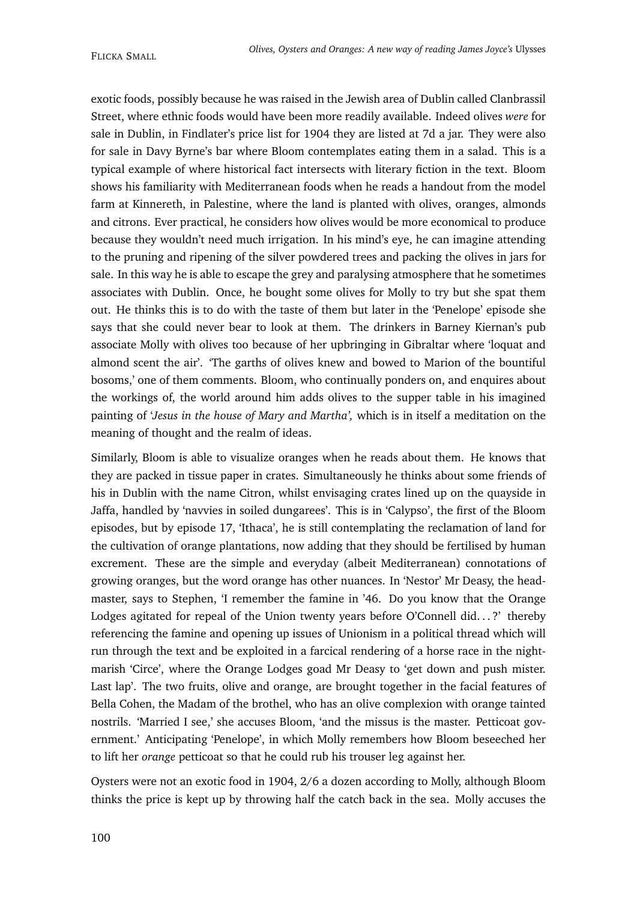exotic foods, possibly because he was raised in the Jewish area of Dublin called Clanbrassil Street, where ethnic foods would have been more readily available. Indeed olives *were* for sale in Dublin, in Findlater's price list for 1904 they are listed at 7d a jar. They were also for sale in Davy Byrne's bar where Bloom contemplates eating them in a salad. This is a typical example of where historical fact intersects with literary fiction in the text. Bloom shows his familiarity with Mediterranean foods when he reads a handout from the model farm at Kinnereth, in Palestine, where the land is planted with olives, oranges, almonds and citrons. Ever practical, he considers how olives would be more economical to produce because they wouldn't need much irrigation. In his mind's eye, he can imagine attending to the pruning and ripening of the silver powdered trees and packing the olives in jars for sale. In this way he is able to escape the grey and paralysing atmosphere that he sometimes associates with Dublin. Once, he bought some olives for Molly to try but she spat them out. He thinks this is to do with the taste of them but later in the 'Penelope' episode she says that she could never bear to look at them. The drinkers in Barney Kiernan's pub associate Molly with olives too because of her upbringing in Gibraltar where 'loquat and almond scent the air'. 'The garths of olives knew and bowed to Marion of the bountiful bosoms,' one of them comments. Bloom, who continually ponders on, and enquires about the workings of, the world around him adds olives to the supper table in his imagined painting of '*Jesus in the house of Mary and Martha',* which is in itself a meditation on the meaning of thought and the realm of ideas.

Similarly, Bloom is able to visualize oranges when he reads about them. He knows that they are packed in tissue paper in crates. Simultaneously he thinks about some friends of his in Dublin with the name Citron, whilst envisaging crates lined up on the quayside in Jaffa, handled by 'navvies in soiled dungarees'. This is in 'Calypso', the first of the Bloom episodes, but by episode 17, 'Ithaca', he is still contemplating the reclamation of land for the cultivation of orange plantations, now adding that they should be fertilised by human excrement. These are the simple and everyday (albeit Mediterranean) connotations of growing oranges, but the word orange has other nuances. In 'Nestor' Mr Deasy, the headmaster, says to Stephen, 'I remember the famine in '46. Do you know that the Orange Lodges agitated for repeal of the Union twenty years before O'Connell did. . . ?' thereby referencing the famine and opening up issues of Unionism in a political thread which will run through the text and be exploited in a farcical rendering of a horse race in the nightmarish 'Circe', where the Orange Lodges goad Mr Deasy to 'get down and push mister. Last lap'. The two fruits, olive and orange, are brought together in the facial features of Bella Cohen, the Madam of the brothel, who has an olive complexion with orange tainted nostrils. 'Married I see,' she accuses Bloom, 'and the missus is the master. Petticoat government.' Anticipating 'Penelope', in which Molly remembers how Bloom beseeched her to lift her *orange* petticoat so that he could rub his trouser leg against her.

Oysters were not an exotic food in 1904, 2/6 a dozen according to Molly, although Bloom thinks the price is kept up by throwing half the catch back in the sea. Molly accuses the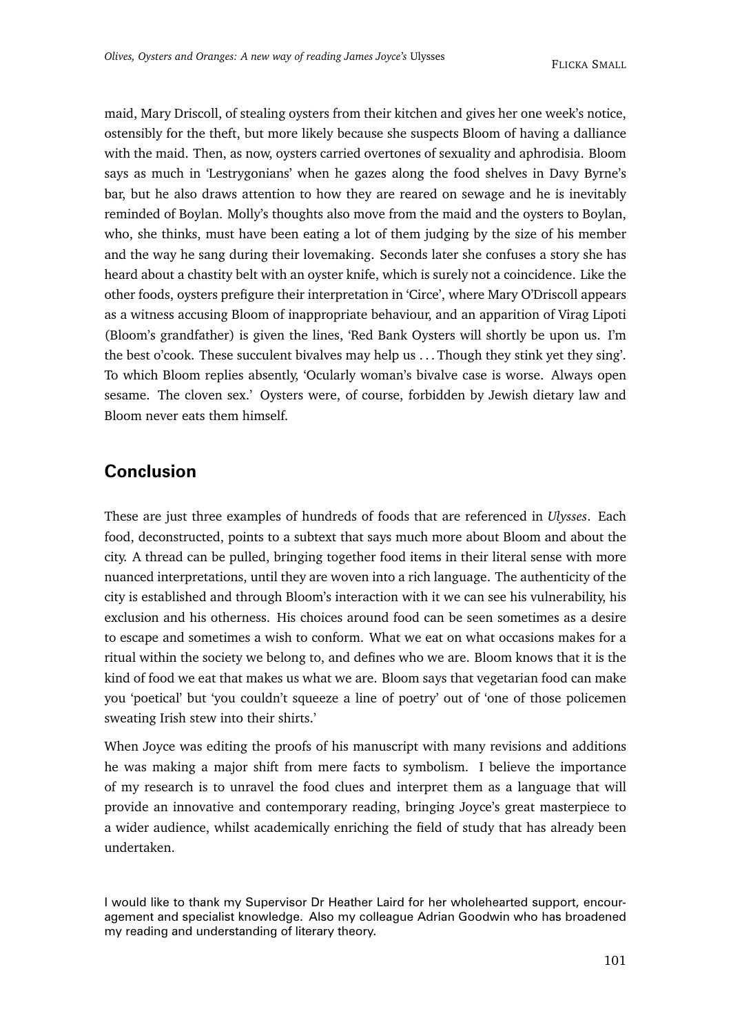maid, Mary Driscoll, of stealing oysters from their kitchen and gives her one week's notice, ostensibly for the theft, but more likely because she suspects Bloom of having a dalliance with the maid. Then, as now, oysters carried overtones of sexuality and aphrodisia. Bloom says as much in 'Lestrygonians' when he gazes along the food shelves in Davy Byrne's bar, but he also draws attention to how they are reared on sewage and he is inevitably reminded of Boylan. Molly's thoughts also move from the maid and the oysters to Boylan, who, she thinks, must have been eating a lot of them judging by the size of his member and the way he sang during their lovemaking. Seconds later she confuses a story she has heard about a chastity belt with an oyster knife, which is surely not a coincidence. Like the other foods, oysters prefigure their interpretation in 'Circe', where Mary O'Driscoll appears as a witness accusing Bloom of inappropriate behaviour, and an apparition of Virag Lipoti (Bloom's grandfather) is given the lines, 'Red Bank Oysters will shortly be upon us. I'm the best o'cook. These succulent bivalves may help us . . . Though they stink yet they sing'. To which Bloom replies absently, 'Ocularly woman's bivalve case is worse. Always open sesame. The cloven sex.' Oysters were, of course, forbidden by Jewish dietary law and Bloom never eats them himself.

## Conclusion

These are just three examples of hundreds of foods that are referenced in *Ulysses*. Each food, deconstructed, points to a subtext that says much more about Bloom and about the city. A thread can be pulled, bringing together food items in their literal sense with more nuanced interpretations, until they are woven into a rich language. The authenticity of the city is established and through Bloom's interaction with it we can see his vulnerability, his exclusion and his otherness. His choices around food can be seen sometimes as a desire to escape and sometimes a wish to conform. What we eat on what occasions makes for a ritual within the society we belong to, and defines who we are. Bloom knows that it is the kind of food we eat that makes us what we are. Bloom says that vegetarian food can make you 'poetical' but 'you couldn't squeeze a line of poetry' out of 'one of those policemen sweating Irish stew into their shirts.'

When Joyce was editing the proofs of his manuscript with many revisions and additions he was making a major shift from mere facts to symbolism. I believe the importance of my research is to unravel the food clues and interpret them as a language that will provide an innovative and contemporary reading, bringing Joyce's great masterpiece to a wider audience, whilst academically enriching the field of study that has already been undertaken.

I would like to thank my Supervisor Dr Heather Laird for her wholehearted support, encouragement and specialist knowledge. Also my colleague Adrian Goodwin who has broadened my reading and understanding of literary theory.